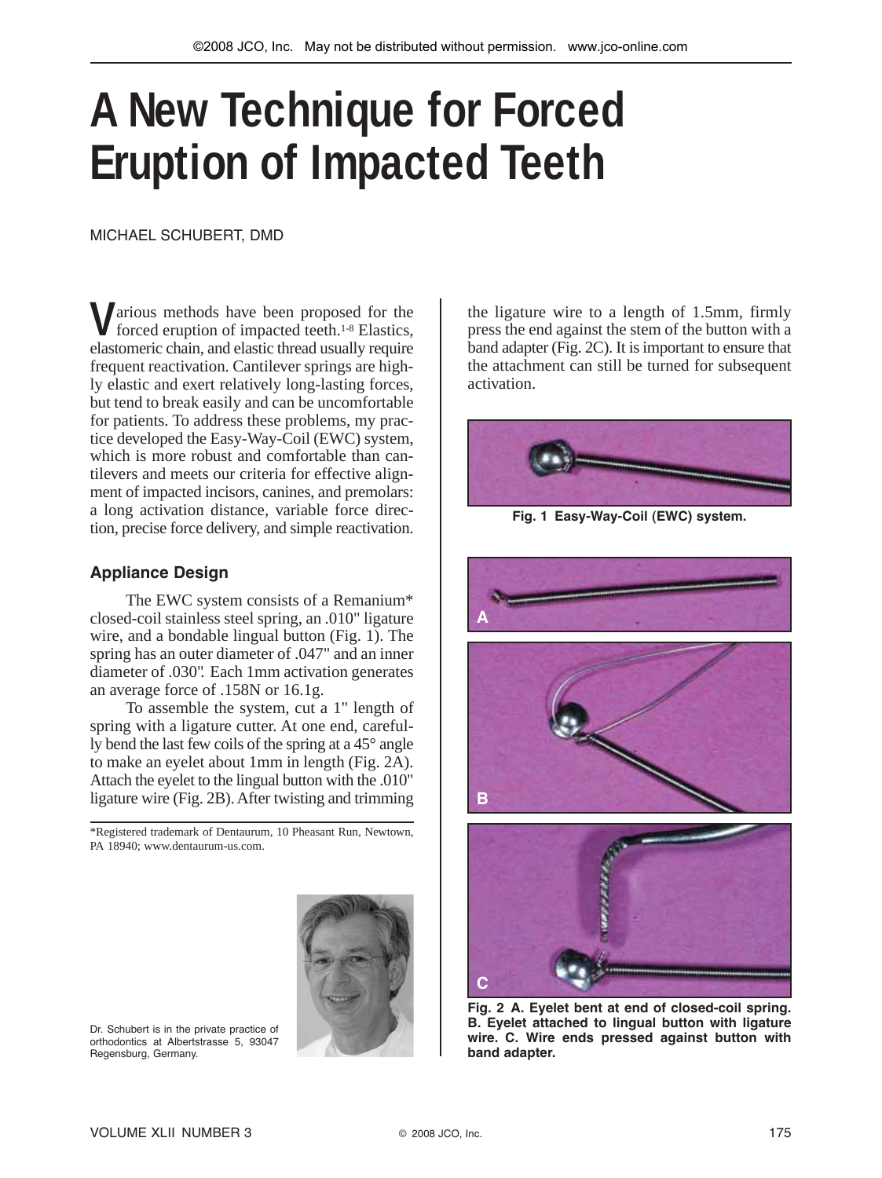# A New Technique for Forced Eruption of Impacted Teeth

MICHAEL SCHUBERT, DMD

Various methods have been proposed for the forced eruption of impacted teeth.[1-8] Elastics, elastomeric chain, and elastic thread usually require frequent reactivation. Cantilever springs are highly elastic and exert relatively long-lasting forces, but tend to break easily and can be uncomfortable for patients. To address these problems, my practice developed the Easy-Way-Coil (EWC) system, which is more robust and comfortable than cantilevers and meets our criteria for effective alignment of impacted incisors, canines, and premolars: a long activation distance, variable force direction, precise force delivery, and simple reactivation.

## Appliance Design

The EWC system consists of a Remanium* closed-coil stainless steel spring, an .010" ligature wire, and a bondable lingual button (Fig. 1). The spring has an outer diameter of .047" and an inner diameter of .030". Each 1mm activation generates an average force of .158N or 16.1g.

To assemble the system, cut a 1" length of spring with a ligature cutter. At one end, carefully bend the last few coils of the spring at a 45° angle to make an eyelet about 1mm in length (Fig. 2A). Attach the eyelet to the lingual button with the .010" ligature wire (Fig. 2B). After twisting and trimming the ligature wire to a length of 1.5mm, firmly press the end against the stem of the button with a band adapter (Fig. 2C). It is important to ensure that the attachment can still be turned for subsequent activation.

*Registered trademark of Dentaurum, 10 Pheasant Run, Newtown, PA 18940; www.dentaurum-us.com.

Dr. Schubert is in the private practice of orthodontics at Albertstrasse 5, 93047 Regensburg, Germany.

**Fig. 1 Easy-Way-Coil (EWC) system.**

**Fig. 2 A. Eyelet bent at end of closed-coil spring. B. Eyelet attached to lingual button with ligature wire. C. Wire ends pressed against button with band adapter.**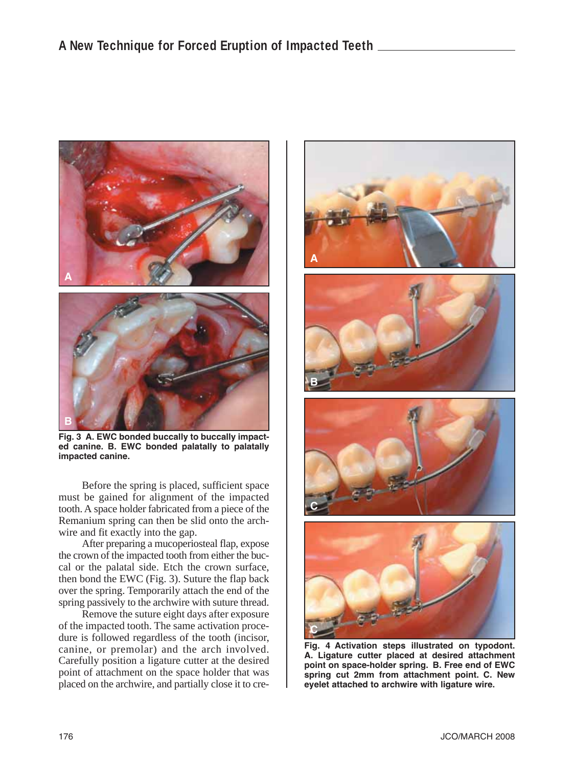Fig. 3 A. EWC bonded buccally to buccally impacted canine. B. EWC bonded palatally to palatally impacted canine.

Before the spring is placed, sufficient space must be gained for alignment of the impacted tooth. A space holder fabricated from a piece of the Remanium spring can then be slid onto the archwire and fit exactly into the gap.

After preparing a mucoperiosteal flap, expose the crown of the impacted tooth from either the buccal or the palatal side. Etch the crown surface, then bond the EWC (Fig. 3). Suture the flap back over the spring. Temporarily attach the end of the spring passively to the archwire with suture thread.

Remove the suture eight days after exposure of the impacted tooth. The same activation procedure is followed regardless of the tooth (incisor, canine, or premolar) and the arch involved. Carefully position a ligature cutter at the desired point of attachment on the space holder that was placed on the archwire, and partially close it to cre-

Fig. 4 Activation steps illustrated on typodont. A. Ligature cutter placed at desired attachment point on space-holder spring. B. Free end of EWC spring cut 2mm from attachment point. C. New eyelet attached to archwire with ligature wire.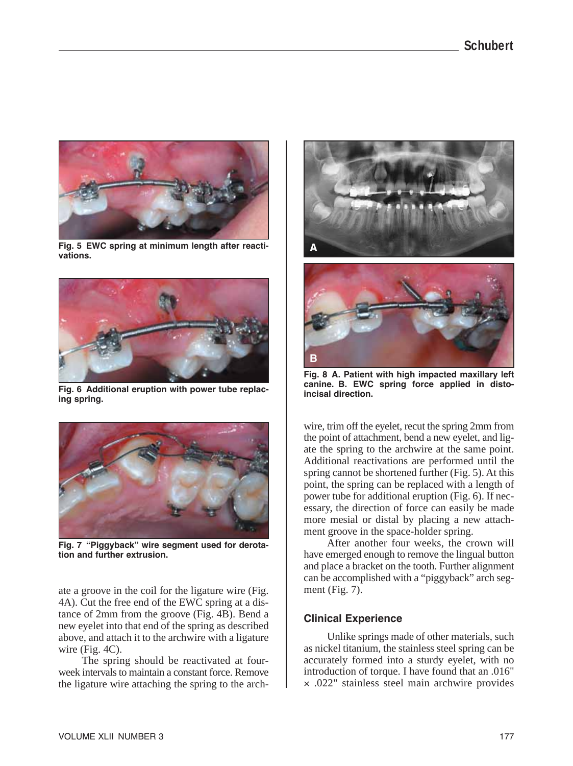Fig. 5 EWC spring at minimum length after reactivations.

Fig. 6 Additional eruption with power tube replacing spring.

Fig. 7 "Piggyback" wire segment used for derotation and further extrusion.

ate a groove in the coil for the ligature wire (Fig. 4A). Cut the free end of the EWC spring at a distance of 2mm from the groove (Fig. 4B). Bend a new eyelet into that end of the spring as described above, and attach it to the archwire with a ligature wire (Fig. 4C).

The spring should be reactivated at four-week intervals to maintain a constant force. Remove the ligature wire attaching the spring to the archwire, trim off the eyelet, recut the spring 2mm from the point of attachment, bend a new eyelet, and ligate the spring to the archwire at the same point. Additional reactivations are performed until the spring cannot be shortened further (Fig. 5). At this point, the spring can be replaced with a length of power tube for additional eruption (Fig. 6). If necessary, the direction of force can easily be made more mesial or distal by placing a new attachment groove in the space-holder spring.

After another four weeks, the crown will have emerged enough to remove the lingual button and place a bracket on the tooth. Further alignment can be accomplished with a "piggyback" arch segment (Fig. 7).

Fig. 8 A. Patient with high impacted maxillary left canine. B. EWC spring force applied in disto-incisal direction.

## Clinical Experience

Unlike springs made of other materials, such as nickel titanium, the stainless steel spring can be accurately formed into a sturdy eyelet, with no introduction of torque. I have found that an .016" × .022" stainless steel main archwire provides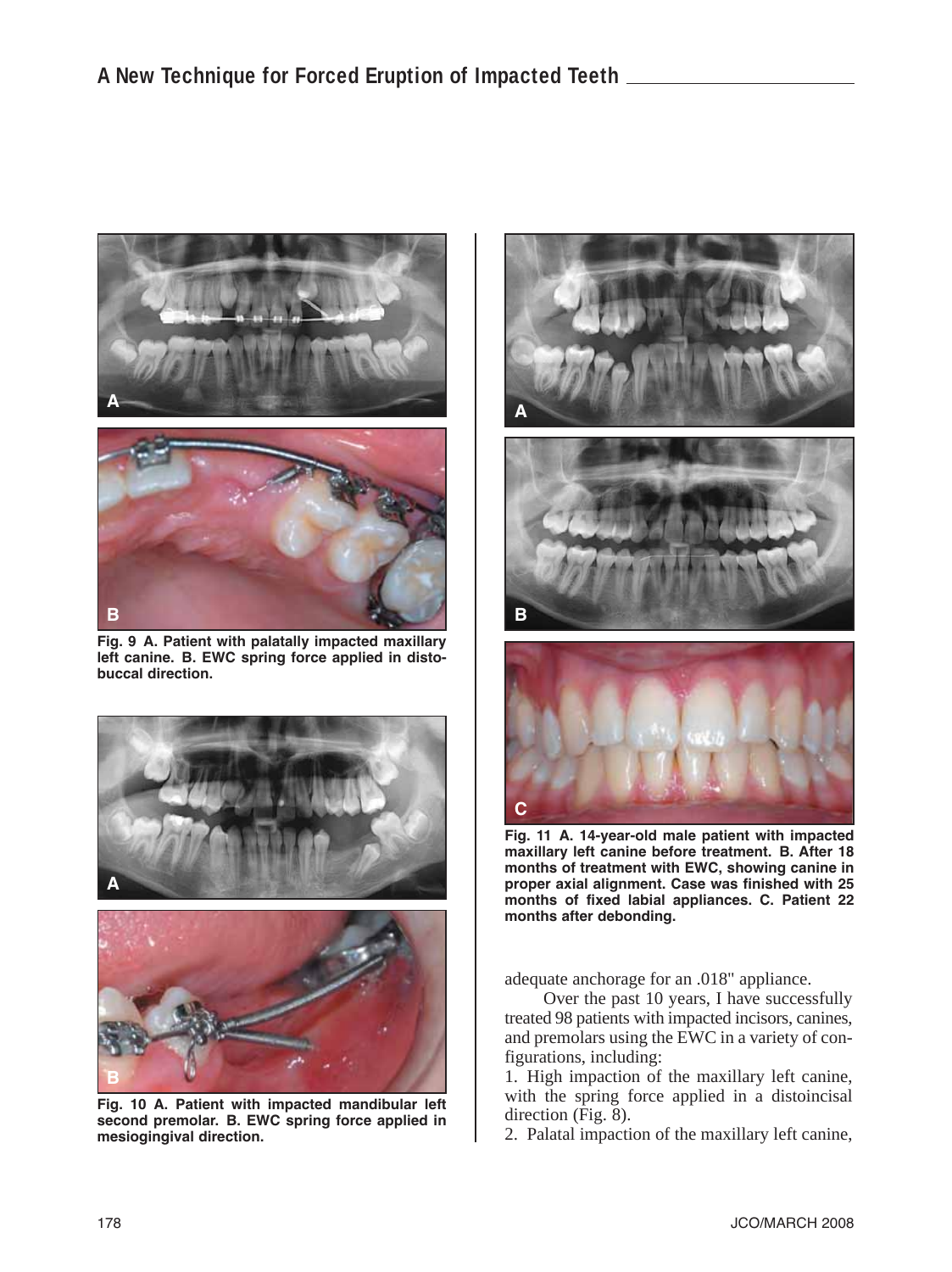Fig. 9 A. Patient with palatally impacted maxillary left canine. B. EWC spring force applied in distobuccal direction.

Fig. 10 A. Patient with impacted mandibular left second premolar. B. EWC spring force applied in mesiogingival direction.

Fig. 11 A. 14-year-old male patient with impacted maxillary left canine before treatment. B. After 18 months of treatment with EWC, showing canine in proper axial alignment. Case was finished with 25 months of fixed labial appliances. C. Patient 22 months after debonding.

adequate anchorage for an .018" appliance.

Over the past 10 years, I have successfully treated 98 patients with impacted incisors, canines, and premolars using the EWC in a variety of configurations, including:

1. High impaction of the maxillary left canine, with the spring force applied in a distoincisal direction (Fig. 8).
2. Palatal impaction of the maxillary left canine,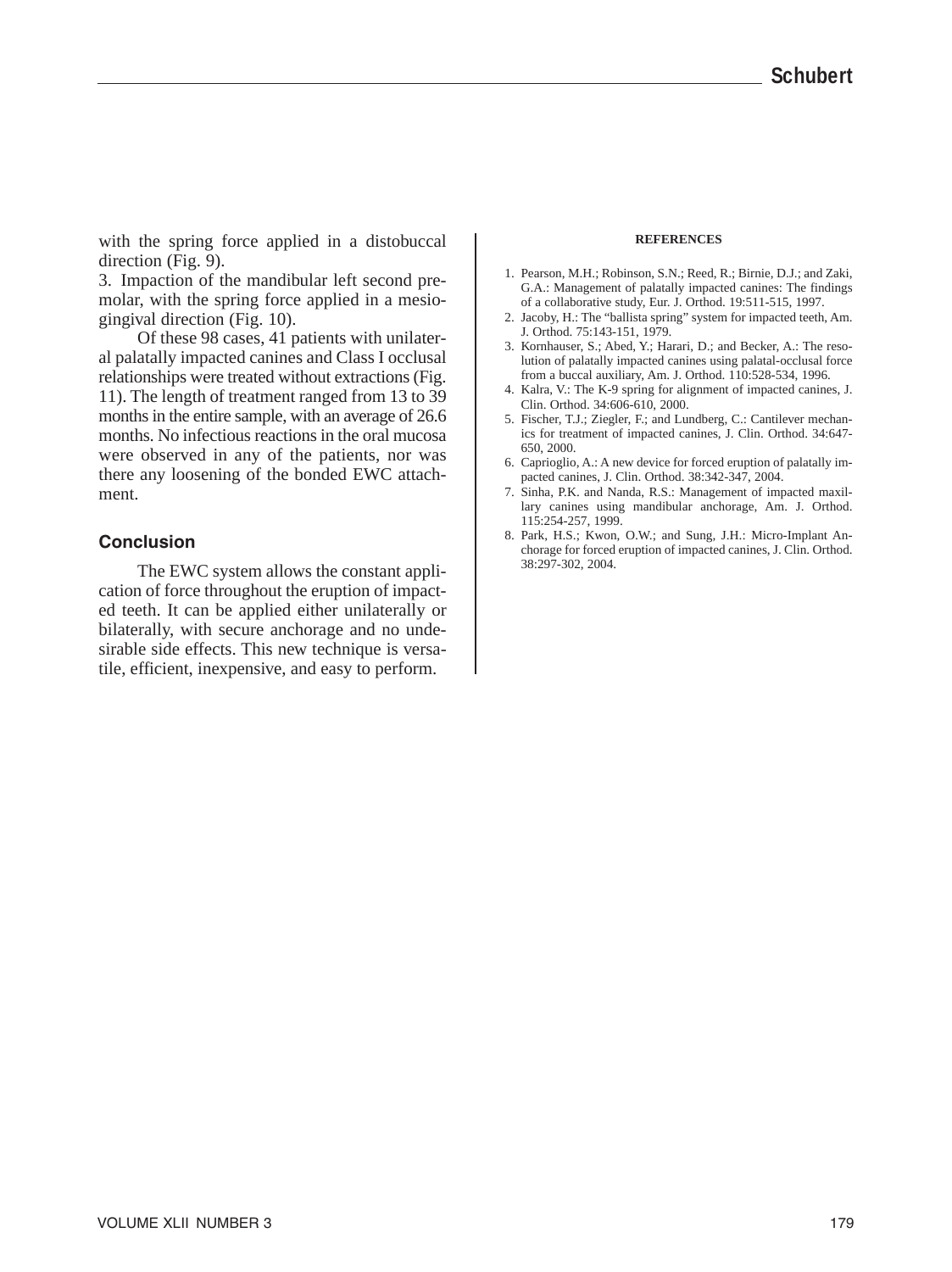with the spring force applied in a distobuccal direction (Fig. 9).

3. Impaction of the mandibular left second premolar, with the spring force applied in a mesiogingival direction (Fig. 10).

Of these 98 cases, 41 patients with unilateral palatally impacted canines and Class I occlusal relationships were treated without extractions (Fig. 11). The length of treatment ranged from 13 to 39 months in the entire sample, with an average of 26.6 months. No infectious reactions in the oral mucosa were observed in any of the patients, nor was there any loosening of the bonded EWC attachment.

## Conclusion

The EWC system allows the constant application of force throughout the eruption of impacted teeth. It can be applied either unilaterally or bilaterally, with secure anchorage and no undesirable side effects. This new technique is versatile, efficient, inexpensive, and easy to perform.

### REFERENCES

1. Pearson, M.H.; Robinson, S.N.; Reed, R.; Birnie, D.J.; and Zaki, G.A.: Management of palatally impacted canines: The findings of a collaborative study, Eur. J. Orthod. 19:511-515, 1997.
2. Jacoby, H.: The "ballista spring" system for impacted teeth, Am. J. Orthod. 75:143-151, 1979.
3. Kornhauser, S.; Abed, Y.; Harari, D.; and Becker, A.: The resolution of palatally impacted canines using palatal-occlusal force from a buccal auxiliary, Am. J. Orthod. 110:528-534, 1996.
4. Kalra, V.: The K-9 spring for alignment of impacted canines, J. Clin. Orthod. 34:606-610, 2000.
5. Fischer, T.J.; Ziegler, F.; and Lundberg, C.: Cantilever mechanics for treatment of impacted canines, J. Clin. Orthod. 34:647-650, 2000.
6. Caprioglio, A.: A new device for forced eruption of palatally impacted canines, J. Clin. Orthod. 38:342-347, 2004.
7. Sinha, P.K. and Nanda, R.S.: Management of impacted maxillary canines using mandibular anchorage, Am. J. Orthod. 115:254-257, 1999.
8. Park, H.S.; Kwon, O.W.; and Sung, J.H.: Micro-Implant Anchorage for forced eruption of impacted canines, J. Clin. Orthod. 38:297-302, 2004.